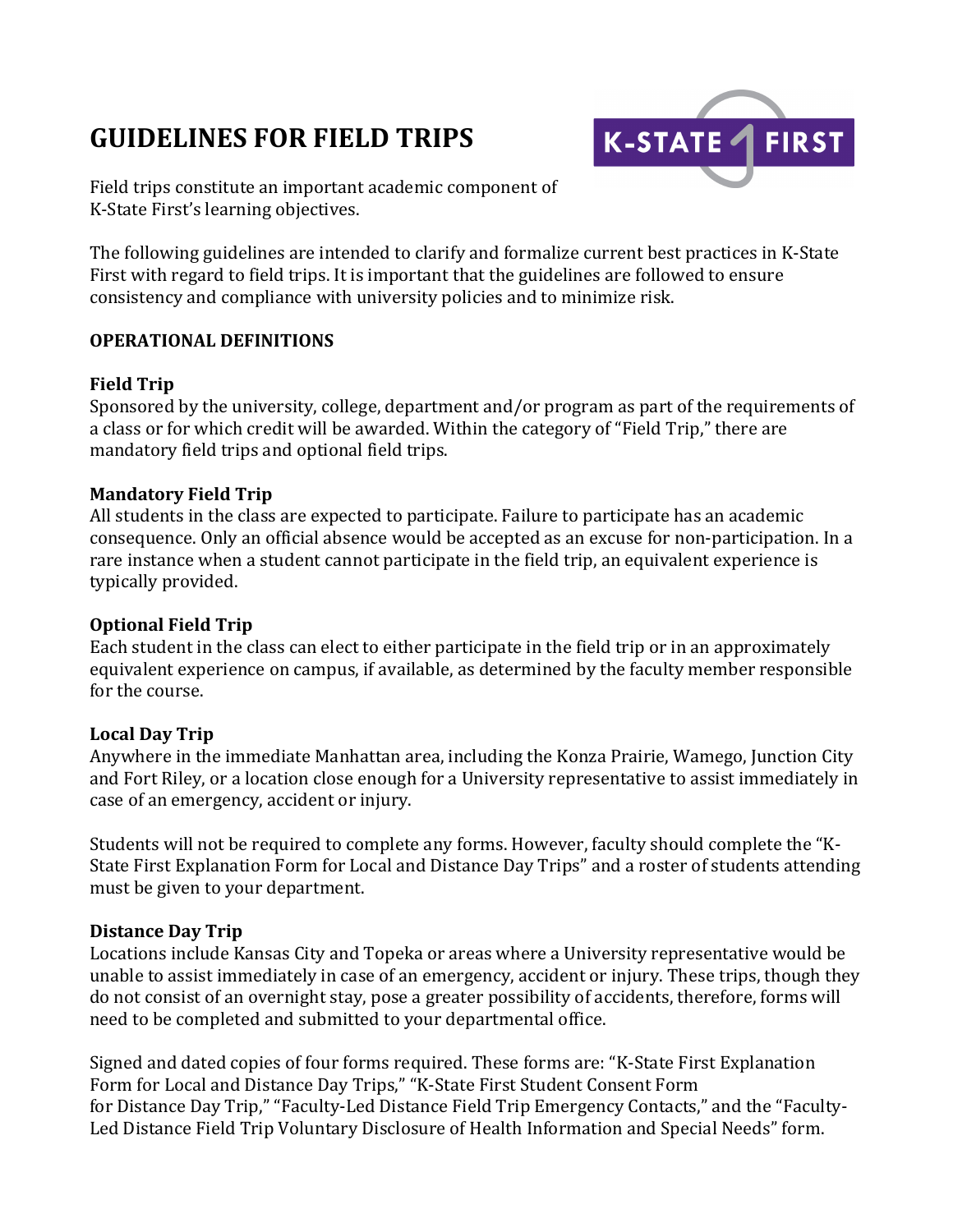# GUIDELINES FOR FIELD TRIPS

Field trips constitute an important academic component of K-State First's learning objectives.

The following guidelines are intended to clarify and formalize current best practices in K-State First with regard to field trips. It is important that the guidelines are followed to ensure consistency and compliance with university policies and to minimize risk.

## OPERATIONAL DEFINITIONS

### Field Trip

Sponsored by the university, college, department and/or program as part of the requirements of a class or for which credit will be awarded. Within the category of "Field Trip," there are mandatory field trips and optional field trips.

### Mandatory Field Trip

All students in the class are expected to participate. Failure to participate has an academic consequence. Only an official absence would be accepted as an excuse for non-participation. In a rare instance when a student cannot participate in the field trip, an equivalent experience is typically provided.

### Optional Field Trip

Each student in the class can elect to either participate in the field trip or in an approximately equivalent experience on campus, if available, as determined by the faculty member responsible for the course.

### Local Day Trip

Anywhere in the immediate Manhattan area, including the Konza Prairie, Wamego, Junction City and Fort Riley, or a location close enough for a University representative to assist immediately in case of an emergency, accident or injury.

Students will not be required to complete any forms. However, faculty should complete the "K-State First Explanation Form for Local and Distance Day Trips" and a roster of students attending must be given to your department.

### Distance Day Trip

Locations include Kansas City and Topeka or areas where a University representative would be unable to assist immediately in case of an emergency, accident or injury. These trips, though they do not consist of an overnight stay, pose a greater possibility of accidents, therefore, forms will need to be completed and submitted to your departmental office.

Signed and dated copies of four forms required. These forms are: "K-State First Explanation Form for Local and Distance Day Trips," "K-State First Student Consent Form for Distance Day Trip," "Faculty-Led Distance Field Trip Emergency Contacts," and the "Faculty-Led Distance Field Trip Voluntary Disclosure of Health Information and Special Needs" form.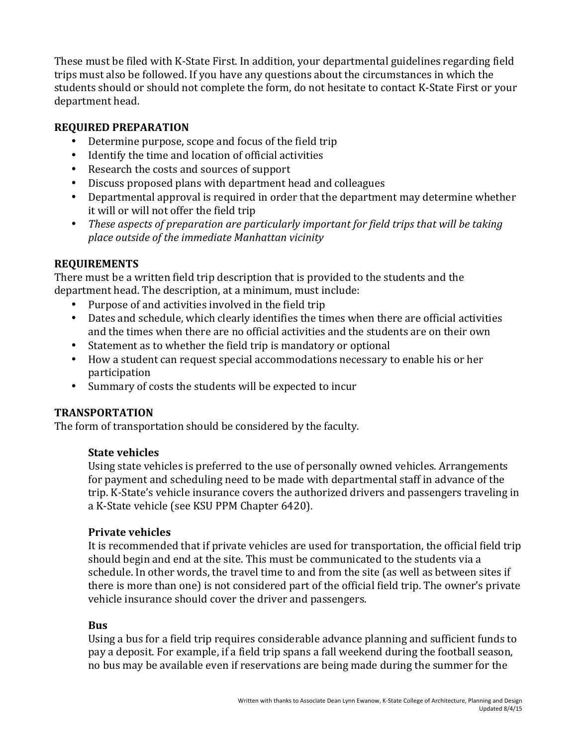These must be filed with K-State First. In addition, your departmental guidelines regarding field trips must also be followed. If you have any questions about the circumstances in which the students should or should not complete the form, do not hesitate to contact K-State First or your department head.

## REQUIRED PREPARATION

- Determine purpose, scope and focus of the field trip
- Identify the time and location of official activities
- Research the costs and sources of support
- Discuss proposed plans with department head and colleagues
- Departmental approval is required in order that the department may determine whether it will or will not offer the field trip
- *These aspects of preparation are particularly important for field trips that will be taking place outside of the immediate Manhattan vicinity*

## REQUIREMENTS

There must be a written field trip description that is provided to the students and the department head. The description, at a minimum, must include:

- Purpose of and activities involved in the field trip
- Dates and schedule, which clearly identifies the times when there are official activities and the times when there are no official activities and the students are on their own
- Statement as to whether the field trip is mandatory or optional
- How a student can request special accommodations necessary to enable his or her participation
- Summary of costs the students will be expected to incur

## TRANSPORTATION

The form of transportation should be considered by the faculty.

### State vehicles

Using state vehicles is preferred to the use of personally owned vehicles. Arrangements for payment and scheduling need to be made with departmental staff in advance of the trip. K-State's vehicle insurance covers the authorized drivers and passengers traveling in a K-State vehicle (see KSU PPM Chapter 6420).

### Private vehicles

It is recommended that if private vehicles are used for transportation, the official field trip should begin and end at the site. This must be communicated to the students via a schedule. In other words, the travel time to and from the site (as well as between sites if there is more than one) is not considered part of the official field trip. The owner's private vehicle insurance should cover the driver and passengers.

### Bus

Using a bus for a field trip requires considerable advance planning and sufficient funds to pay a deposit. For example, if a field trip spans a fall weekend during the football season, no bus may be available even if reservations are being made during the summer for the

Written with thanks to Associate Dean Lynn Ewanow, K-State College of Architecture, Planning and Design
Updated 8/4/15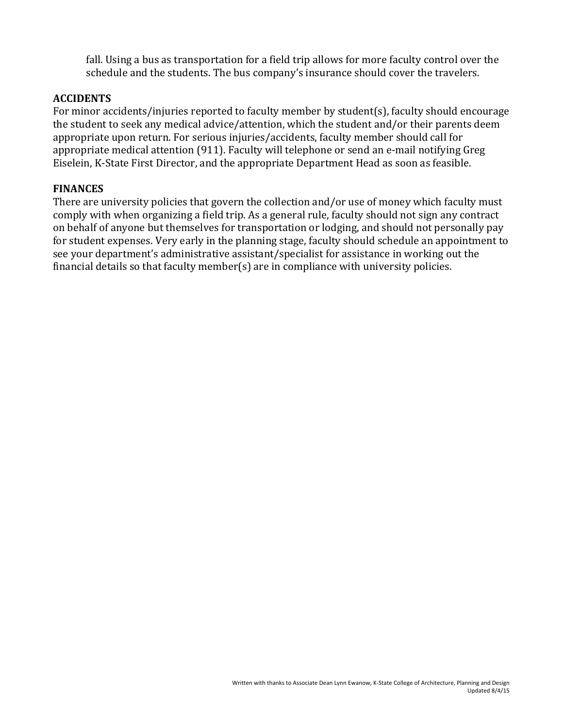fall. Using a bus as transportation for a field trip allows for more faculty control over the schedule and the students. The bus company's insurance should cover the travelers.

**ACCIDENTS**

For minor accidents/injuries reported to faculty member by student(s), faculty should encourage the student to seek any medical advice/attention, which the student and/or their parents deem appropriate upon return. For serious injuries/accidents, faculty member should call for appropriate medical attention (911). Faculty will telephone or send an e-mail notifying Greg Eiselein, K-State First Director, and the appropriate Department Head as soon as feasible.

**FINANCES**

There are university policies that govern the collection and/or use of money which faculty must comply with when organizing a field trip. As a general rule, faculty should not sign any contract on behalf of anyone but themselves for transportation or lodging, and should not personally pay for student expenses. Very early in the planning stage, faculty should schedule an appointment to see your department's administrative assistant/specialist for assistance in working out the financial details so that faculty member(s) are in compliance with university policies.

Written with thanks to Associate Dean Lynn Ewanow, K-State College of Architecture, Planning and Design
Updated 8/4/15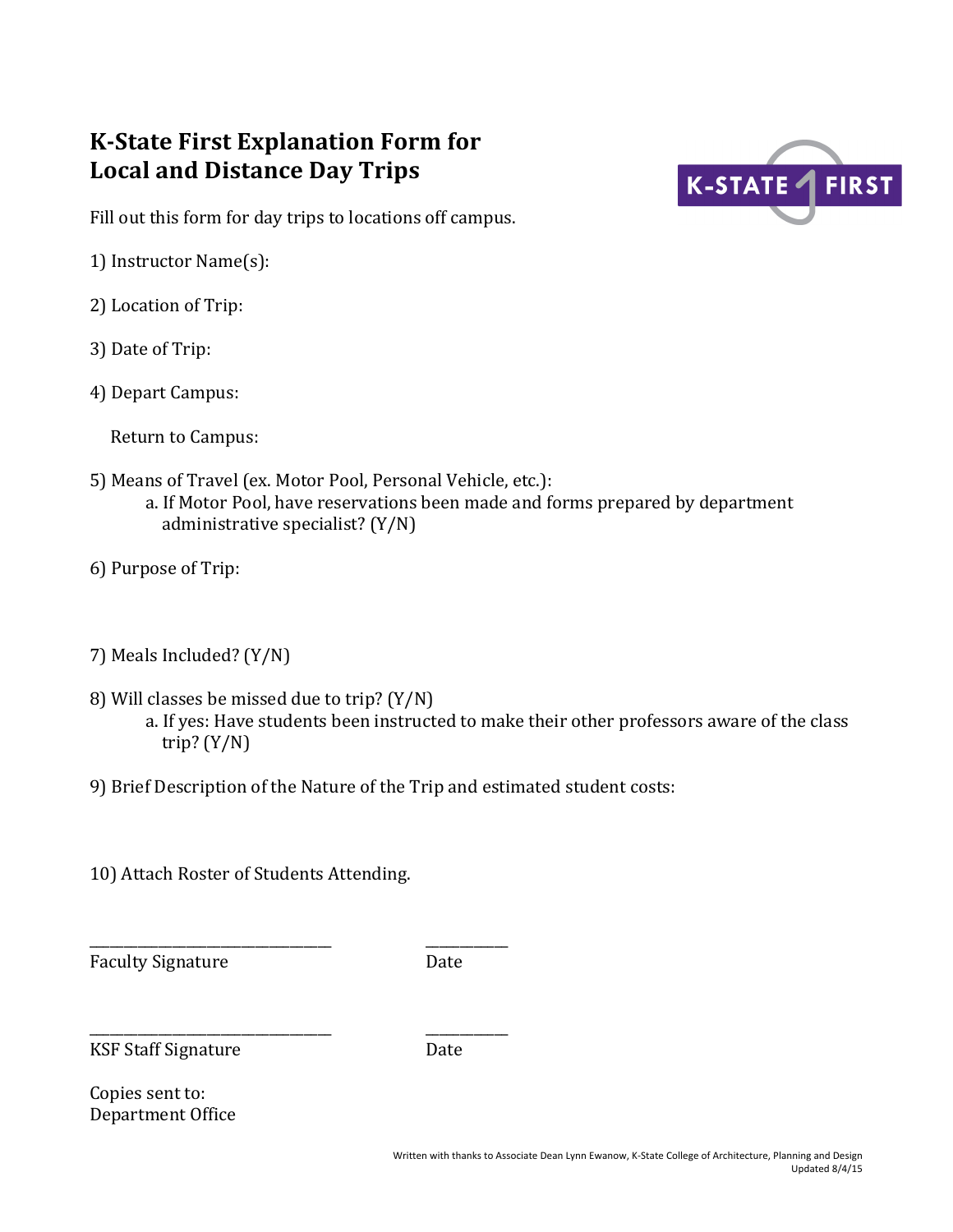# K-State First Explanation Form for Local and Distance Day Trips

Fill out this form for day trips to locations off campus.

1) Instructor Name(s):

2) Location of Trip:

3) Date of Trip:

4) Depart Campus:

   Return to Campus:

5) Means of Travel (ex. Motor Pool, Personal Vehicle, etc.):
   a. If Motor Pool, have reservations been made and forms prepared by department administrative specialist? (Y/N)

6) Purpose of Trip:

7) Meals Included? (Y/N)

8) Will classes be missed due to trip? (Y/N)
   a. If yes: Have students been instructed to make their other professors aware of the class trip? (Y/N)

9) Brief Description of the Nature of the Trip and estimated student costs:

10) Attach Roster of Students Attending.

_______________________________ __________
Faculty Signature Date

_______________________________ __________
KSF Staff Signature Date

Copies sent to:
Department Office

Written with thanks to Associate Dean Lynn Ewanow, K-State College of Architecture, Planning and Design
Updated 8/4/15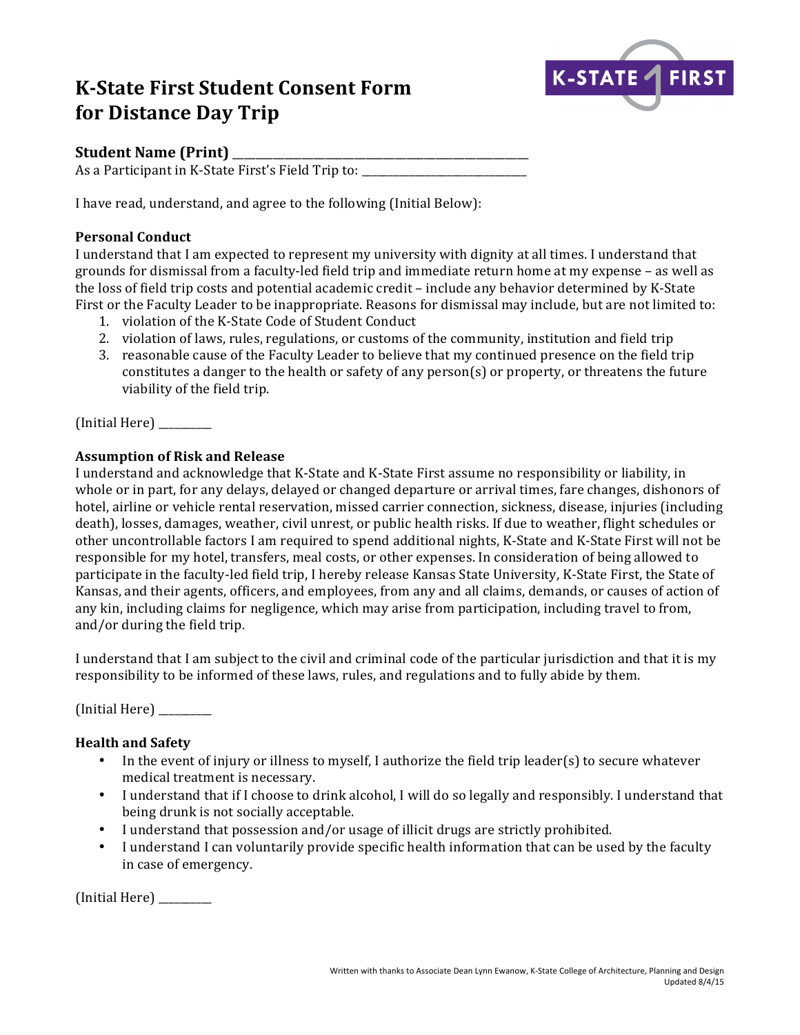# K-State First Student Consent Form for Distance Day Trip

**Student Name (Print)** ____________________________________________

As a Participant in K-State First's Field Trip to: ________________________

I have read, understand, and agree to the following (Initial Below):

**Personal Conduct**

I understand that I am expected to represent my university with dignity at all times. I understand that grounds for dismissal from a faculty-led field trip and immediate return home at my expense – as well as the loss of field trip costs and potential academic credit – include any behavior determined by K-State First or the Faculty Leader to be inappropriate. Reasons for dismissal may include, but are not limited to:

1. violation of the K-State Code of Student Conduct
2. violation of laws, rules, regulations, or customs of the community, institution and field trip
3. reasonable cause of the Faculty Leader to believe that my continued presence on the field trip constitutes a danger to the health or safety of any person(s) or property, or threatens the future viability of the field trip.

(Initial Here) ________

**Assumption of Risk and Release**

I understand and acknowledge that K-State and K-State First assume no responsibility or liability, in whole or in part, for any delays, delayed or changed departure or arrival times, fare changes, dishonors of hotel, airline or vehicle rental reservation, missed carrier connection, sickness, disease, injuries (including death), losses, damages, weather, civil unrest, or public health risks. If due to weather, flight schedules or other uncontrollable factors I am required to spend additional nights, K-State and K-State First will not be responsible for my hotel, transfers, meal costs, or other expenses. In consideration of being allowed to participate in the faculty-led field trip, I hereby release Kansas State University, K-State First, the State of Kansas, and their agents, officers, and employees, from any and all claims, demands, or causes of action of any kin, including claims for negligence, which may arise from participation, including travel to from, and/or during the field trip.

I understand that I am subject to the civil and criminal code of the particular jurisdiction and that it is my responsibility to be informed of these laws, rules, and regulations and to fully abide by them.

(Initial Here) ________

**Health and Safety**

- In the event of injury or illness to myself, I authorize the field trip leader(s) to secure whatever medical treatment is necessary.
- I understand that if I choose to drink alcohol, I will do so legally and responsibly. I understand that being drunk is not socially acceptable.
- I understand that possession and/or usage of illicit drugs are strictly prohibited.
- I understand I can voluntarily provide specific health information that can be used by the faculty in case of emergency.

(Initial Here) ________

Written with thanks to Associate Dean Lynn Ewanow, K-State College of Architecture, Planning and Design
Updated 8/4/15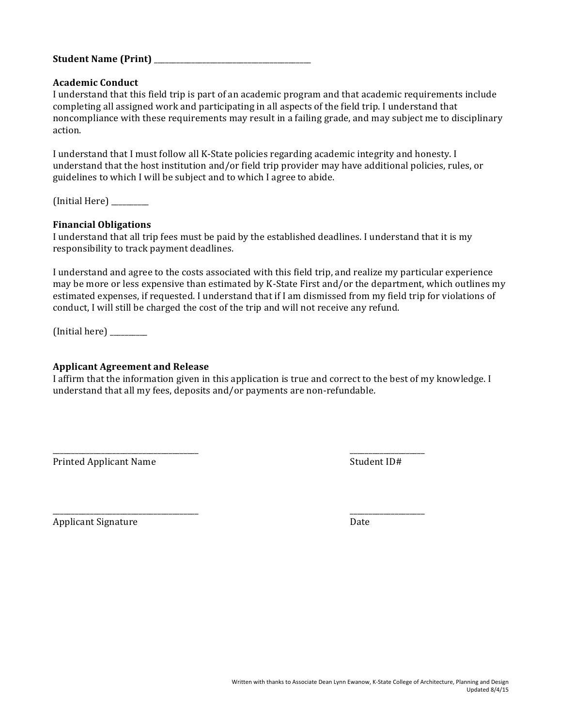**Student Name (Print)** ___________________________________

**Academic Conduct**
I understand that this field trip is part of an academic program and that academic requirements include completing all assigned work and participating in all aspects of the field trip. I understand that noncompliance with these requirements may result in a failing grade, and may subject me to disciplinary action.

I understand that I must follow all K-State policies regarding academic integrity and honesty. I understand that the host institution and/or field trip provider may have additional policies, rules, or guidelines to which I will be subject and to which I agree to abide.

(Initial Here) _________

**Financial Obligations**
I understand that all trip fees must be paid by the established deadlines. I understand that it is my responsibility to track payment deadlines.

I understand and agree to the costs associated with this field trip, and realize my particular experience may be more or less expensive than estimated by K-State First and/or the department, which outlines my estimated expenses, if requested. I understand that if I am dismissed from my field trip for violations of conduct, I will still be charged the cost of the trip and will not receive any refund.

(Initial here) _________

**Applicant Agreement and Release**
I affirm that the information given in this application is true and correct to the best of my knowledge. I understand that all my fees, deposits and/or payments are non-refundable.

___________________________________ ________________
Printed Applicant Name Student ID#

___________________________________ ________________
Applicant Signature Date

Written with thanks to Associate Dean Lynn Ewanow, K-State College of Architecture, Planning and Design
Updated 8/4/15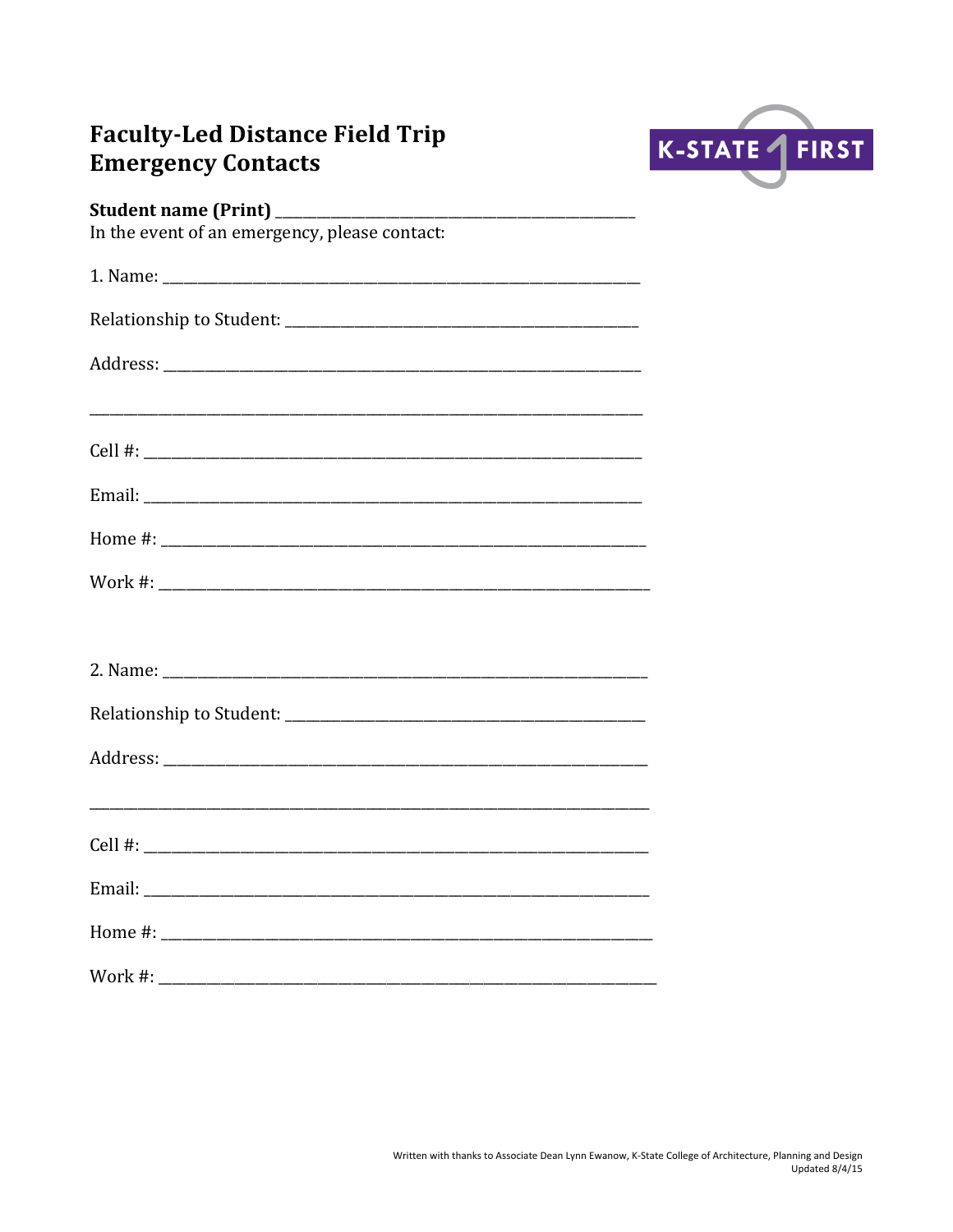# Faculty-Led Distance Field Trip Emergency Contacts

K-STATE FIRST

**Student name (Print)** ___________________________________________

In the event of an emergency, please contact:

1. Name: ___________________________________________

Relationship to Student: ___________________________________________

Address: ___________________________________________

___________________________________________

Cell #: ___________________________________________

Email: ___________________________________________

Home #: ___________________________________________

Work #: ___________________________________________

2. Name: ___________________________________________

Relationship to Student: ___________________________________________

Address: ___________________________________________

___________________________________________

Cell #: ___________________________________________

Email: ___________________________________________

Home #: ___________________________________________

Work #: ___________________________________________

Written with thanks to Associate Dean Lynn Ewanow, K-State College of Architecture, Planning and Design
Updated 8/4/15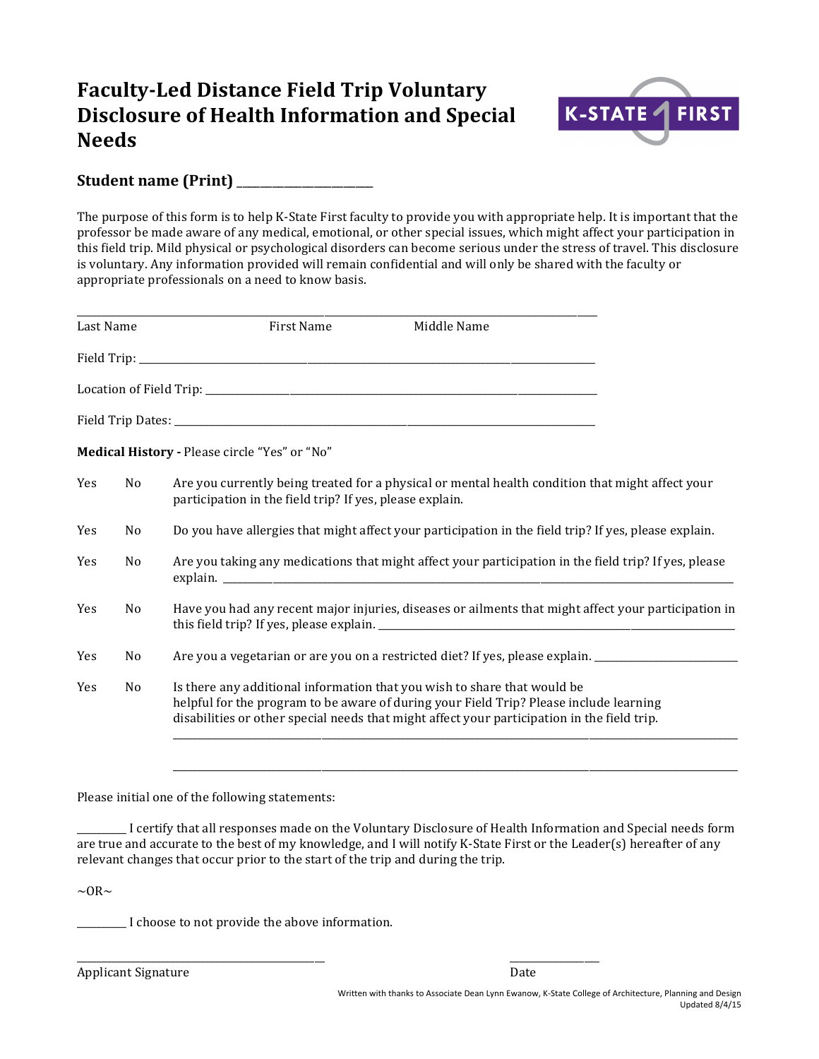# Faculty-Led Distance Field Trip Voluntary Disclosure of Health Information and Special Needs

K-STATE FIRST

**Student name (Print)** ______________________

The purpose of this form is to help K-State First faculty to provide you with appropriate help. It is important that the professor be made aware of any medical, emotional, or other special issues, which might affect your participation in this field trip. Mild physical or psychological disorders can become serious under the stress of travel. This disclosure is voluntary. Any information provided will remain confidential and will only be shared with the faculty or appropriate professionals on a need to know basis.

_____________________________________________________________________________

Last Name First Name Middle Name

Field Trip: ___________________________________________________________________

Location of Field Trip: __________________________________________________________

Field Trip Dates: _______________________________________________________________

**Medical History -** Please circle "Yes" or "No"

Yes No Are you currently being treated for a physical or mental health condition that might affect your participation in the field trip? If yes, please explain.

Yes No Do you have allergies that might affect your participation in the field trip? If yes, please explain.

Yes No Are you taking any medications that might affect your participation in the field trip? If yes, please explain. ___________________________________________________________________________

Yes No Have you had any recent major injuries, diseases or ailments that might affect your participation in this field trip? If yes, please explain. ___________________________________________________

Yes No Are you a vegetarian or are you on a restricted diet? If yes, please explain. ____________________

Yes No Is there any additional information that you wish to share that would be helpful for the program to be aware of during your Field Trip? Please include learning disabilities or other special needs that might affect your participation in the field trip.

_____________________________________________________________________________

_____________________________________________________________________________

Please initial one of the following statements:

_________ I certify that all responses made on the Voluntary Disclosure of Health Information and Special needs form are true and accurate to the best of my knowledge, and I will notify K-State First or the Leader(s) hereafter of any relevant changes that occur prior to the start of the trip and during the trip.

~OR~

_________ I choose to not provide the above information.

_____________________________________ _______________

Applicant Signature Date

Written with thanks to Associate Dean Lynn Ewanow, K-State College of Architecture, Planning and Design
Updated 8/4/15